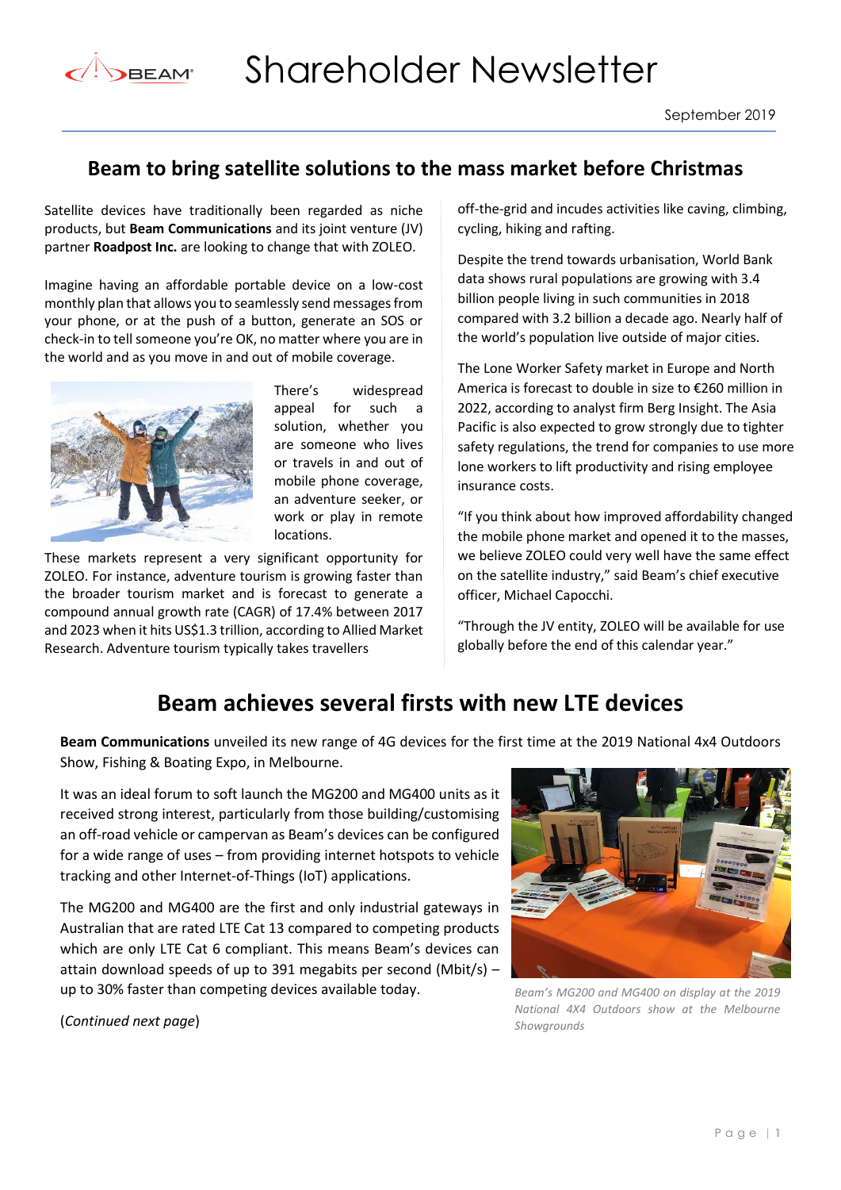# Shareholder Newsletter

September 2019

## Beam to bring satellite solutions to the mass market before Christmas

Satellite devices have traditionally been regarded as niche products, but **Beam Communications** and its joint venture (JV) partner **Roadpost Inc.** are looking to change that with ZOLEO.

Imagine having an affordable portable device on a low-cost monthly plan that allows you to seamlessly send messages from your phone, or at the push of a button, generate an SOS or check-in to tell someone you're OK, no matter where you are in the world and as you move in and out of mobile coverage.

There's widespread appeal for such a solution, whether you are someone who lives or travels in and out of mobile phone coverage, an adventure seeker, or work or play in remote locations.

These markets represent a very significant opportunity for ZOLEO. For instance, adventure tourism is growing faster than the broader tourism market and is forecast to generate a compound annual growth rate (CAGR) of 17.4% between 2017 and 2023 when it hits US$1.3 trillion, according to Allied Market Research. Adventure tourism typically takes travellers off-the-grid and incudes activities like caving, climbing, cycling, hiking and rafting.

Despite the trend towards urbanisation, World Bank data shows rural populations are growing with 3.4 billion people living in such communities in 2018 compared with 3.2 billion a decade ago. Nearly half of the world's population live outside of major cities.

The Lone Worker Safety market in Europe and North America is forecast to double in size to €260 million in 2022, according to analyst firm Berg Insight. The Asia Pacific is also expected to grow strongly due to tighter safety regulations, the trend for companies to use more lone workers to lift productivity and rising employee insurance costs.

"If you think about how improved affordability changed the mobile phone market and opened it to the masses, we believe ZOLEO could very well have the same effect on the satellite industry," said Beam's chief executive officer, Michael Capocchi.

"Through the JV entity, ZOLEO will be available for use globally before the end of this calendar year."

## Beam achieves several firsts with new LTE devices

**Beam Communications** unveiled its new range of 4G devices for the first time at the 2019 National 4x4 Outdoors Show, Fishing & Boating Expo, in Melbourne.

It was an ideal forum to soft launch the MG200 and MG400 units as it received strong interest, particularly from those building/customising an off-road vehicle or campervan as Beam's devices can be configured for a wide range of uses – from providing internet hotspots to vehicle tracking and other Internet-of-Things (IoT) applications.

The MG200 and MG400 are the first and only industrial gateways in Australian that are rated LTE Cat 13 compared to competing products which are only LTE Cat 6 compliant. This means Beam's devices can attain download speeds of up to 391 megabits per second (Mbit/s) – up to 30% faster than competing devices available today.

*Beam's MG200 and MG400 on display at the 2019 National 4X4 Outdoors show at the Melbourne Showgrounds*

(*Continued next page*)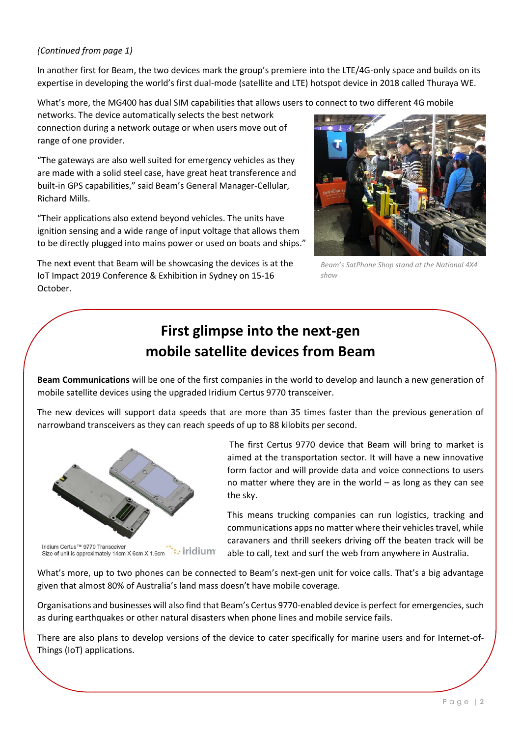*(Continued from page 1)*

In another first for Beam, the two devices mark the group's premiere into the LTE/4G-only space and builds on its expertise in developing the world's first dual-mode (satellite and LTE) hotspot device in 2018 called Thuraya WE.

What's more, the MG400 has dual SIM capabilities that allows users to connect to two different 4G mobile networks. The device automatically selects the best network connection during a network outage or when users move out of range of one provider.

"The gateways are also well suited for emergency vehicles as they are made with a solid steel case, have great heat transference and built-in GPS capabilities," said Beam's General Manager-Cellular, Richard Mills.

"Their applications also extend beyond vehicles. The units have ignition sensing and a wide range of input voltage that allows them to be directly plugged into mains power or used on boats and ships."

The next event that Beam will be showcasing the devices is at the IoT Impact 2019 Conference & Exhibition in Sydney on 15-16 October.

*Beam's SatPhone Shop stand at the National 4X4 show*

## First glimpse into the next-gen mobile satellite devices from Beam

**Beam Communications** will be one of the first companies in the world to develop and launch a new generation of mobile satellite devices using the upgraded Iridium Certus 9770 transceiver.

The new devices will support data speeds that are more than 35 times faster than the previous generation of narrowband transceivers as they can reach speeds of up to 88 kilobits per second.

Iridium Certus™ 9770 Transceiver
Size of unit is approximately 14cm X 6cm X 1.6cm

The first Certus 9770 device that Beam will bring to market is aimed at the transportation sector. It will have a new innovative form factor and will provide data and voice connections to users no matter where they are in the world – as long as they can see the sky.

This means trucking companies can run logistics, tracking and communications apps no matter where their vehicles travel, while caravaners and thrill seekers driving off the beaten track will be able to call, text and surf the web from anywhere in Australia.

What's more, up to two phones can be connected to Beam's next-gen unit for voice calls. That's a big advantage given that almost 80% of Australia's land mass doesn't have mobile coverage.

Organisations and businesses will also find that Beam's Certus 9770-enabled device is perfect for emergencies, such as during earthquakes or other natural disasters when phone lines and mobile service fails.

There are also plans to develop versions of the device to cater specifically for marine users and for Internet-of-Things (IoT) applications.